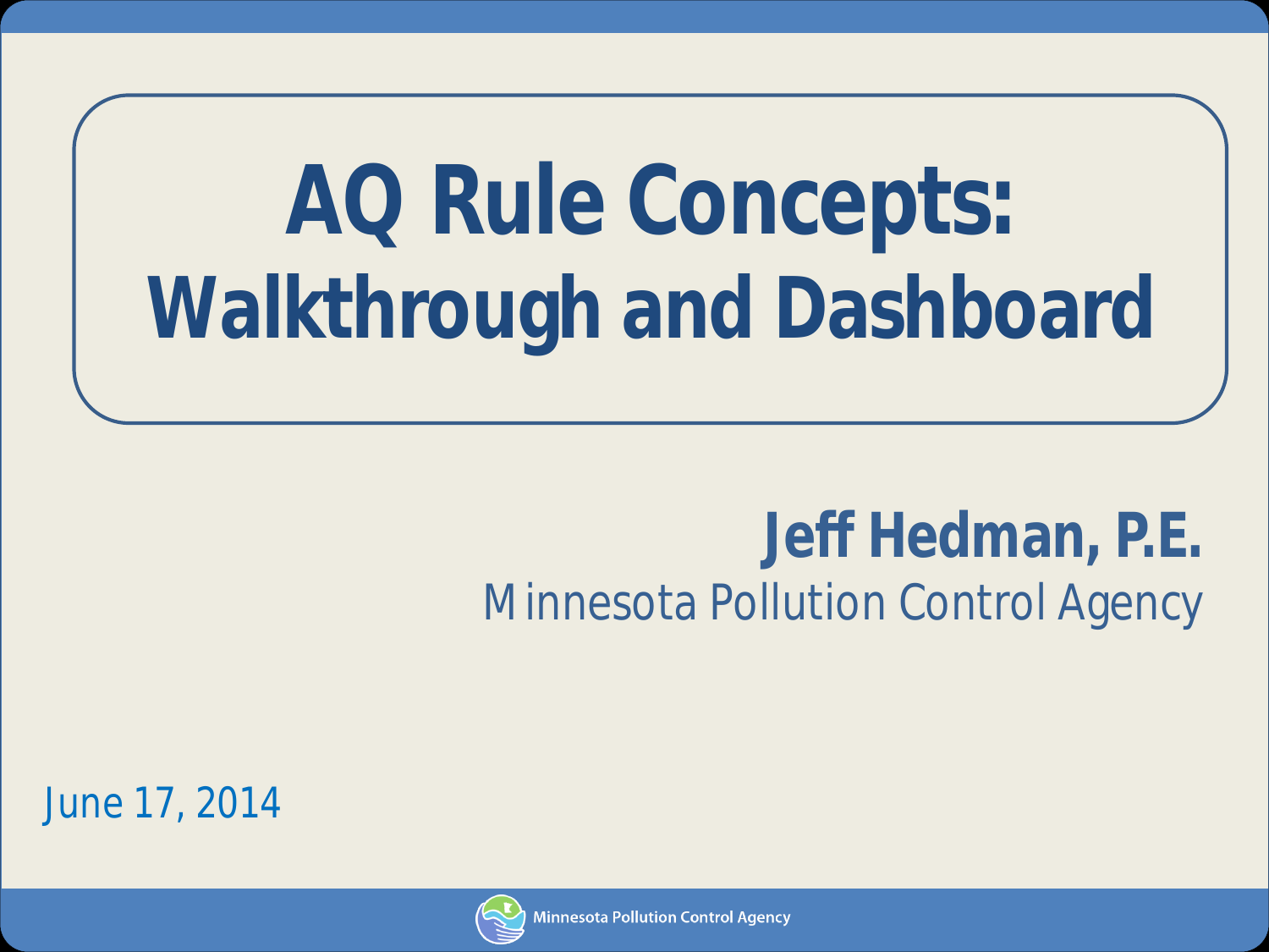# AQ Rule Concepts: Walkthrough and Dashboard

**Jeff Hedman, P.E.**

Minnesota Pollution Control Agency

June 17, 2014

Minnesota Pollution Control Agency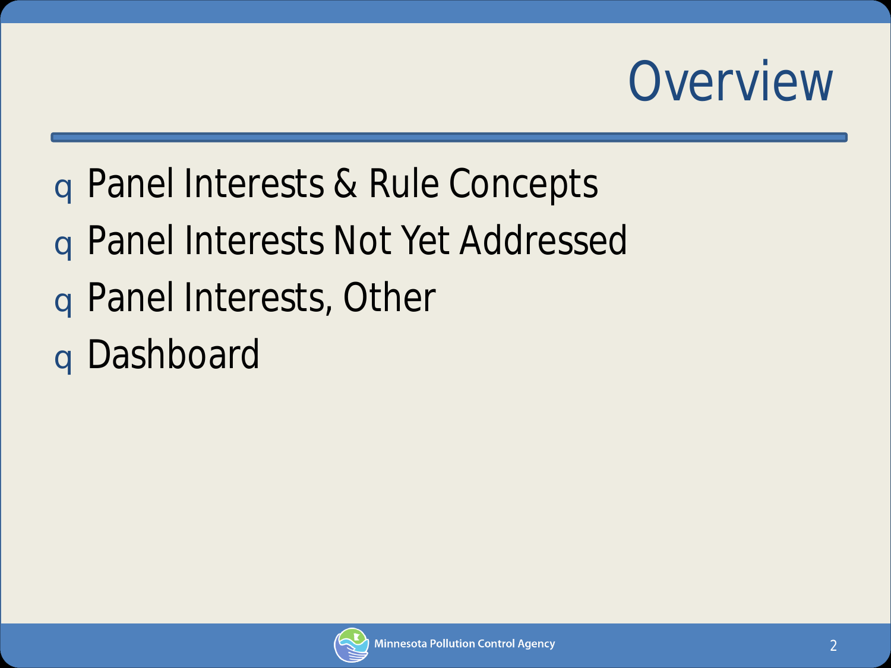# Overview

- Panel Interests & Rule Concepts
- Panel Interests Not Yet Addressed
- Panel Interests, Other
- Dashboard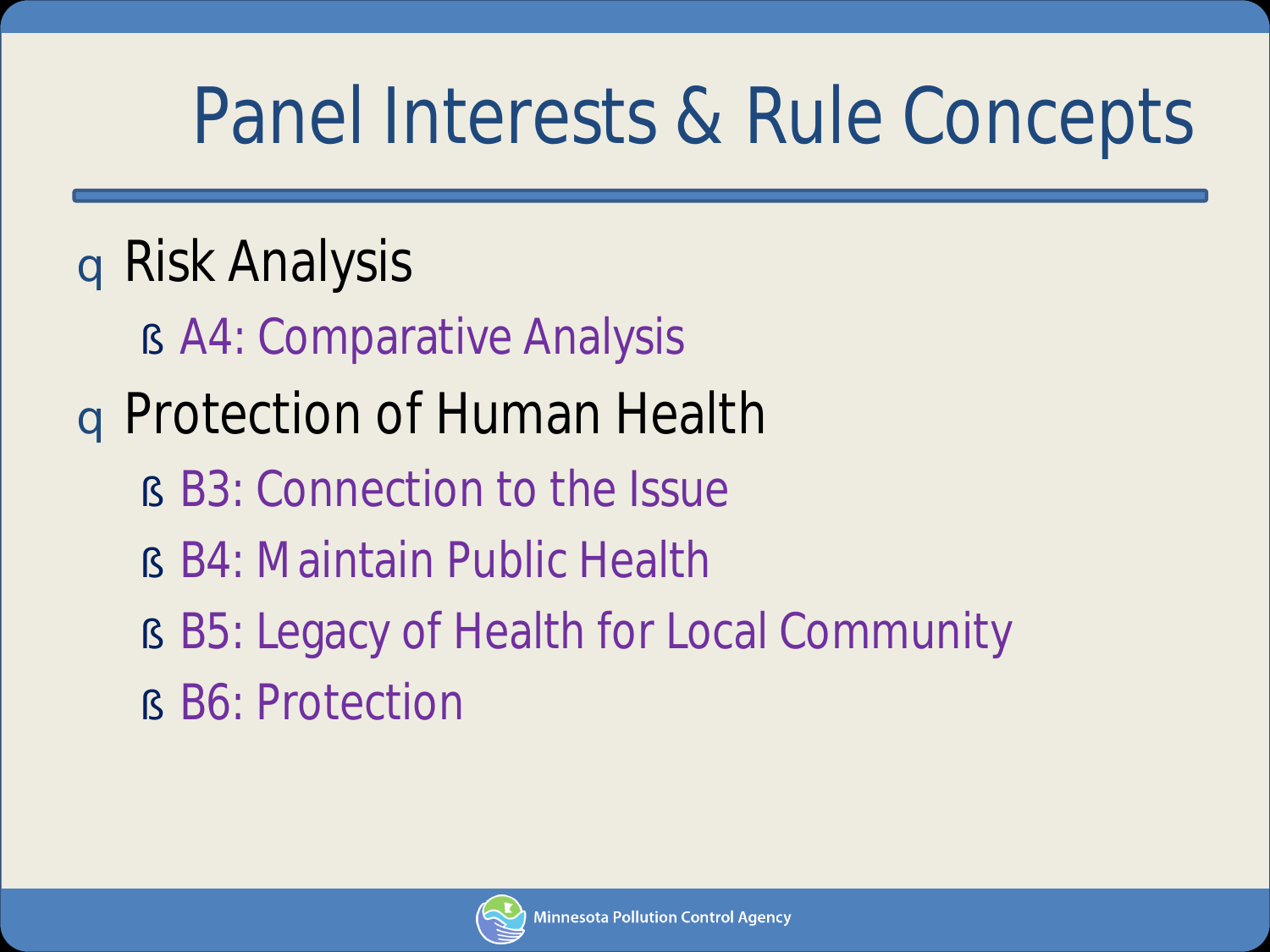# Panel Interests & Rule Concepts

- Risk Analysis
  - A4: Comparative Analysis
- Protection of Human Health
  - B3: Connection to the Issue
  - B4: Maintain Public Health
  - B5: Legacy of Health for Local Community
  - B6: Protection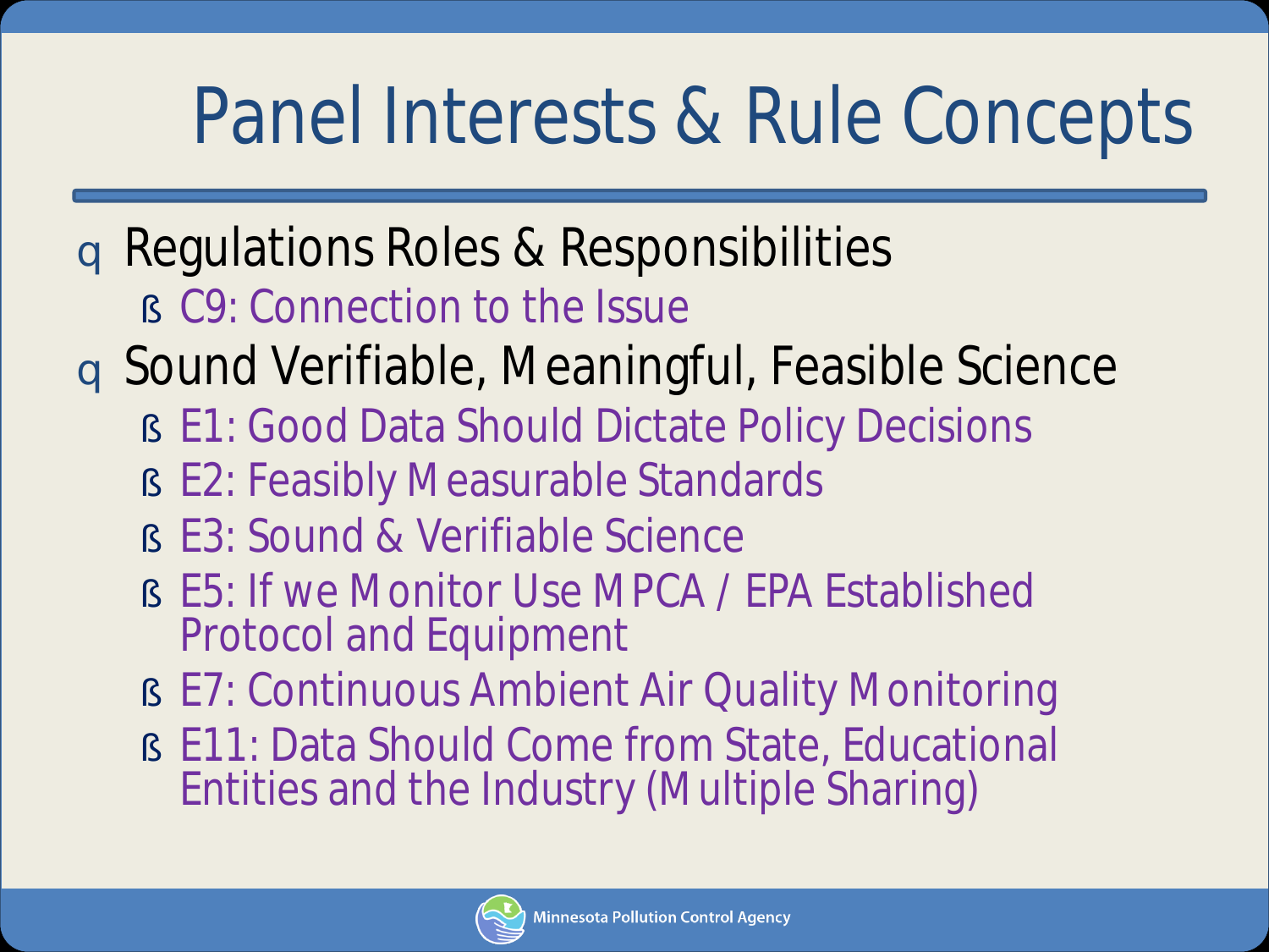# Panel Interests & Rule Concepts

- Regulations Roles & Responsibilities
  - C9: Connection to the Issue
- Sound Verifiable, Meaningful, Feasible Science
  - E1: Good Data Should Dictate Policy Decisions
  - E2: Feasibly Measurable Standards
  - E3: Sound & Verifiable Science
  - E5: If we Monitor Use MPCA / EPA Established Protocol and Equipment
  - E7: Continuous Ambient Air Quality Monitoring
  - E11: Data Should Come from State, Educational Entities and the Industry (Multiple Sharing)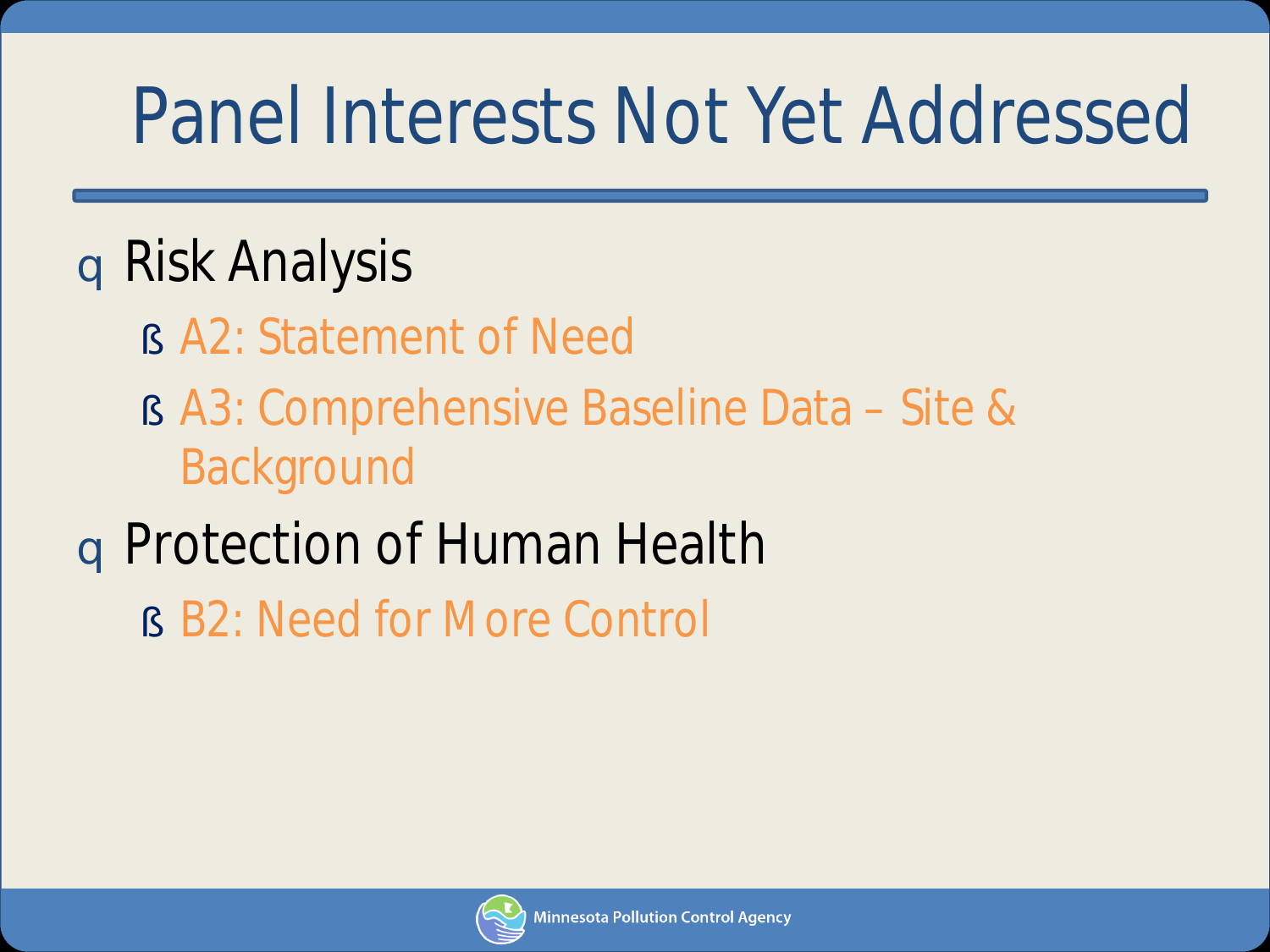# Panel Interests Not Yet Addressed

- Risk Analysis
  - A2: Statement of Need
  - A3: Comprehensive Baseline Data – Site & Background
- Protection of Human Health
  - B2: Need for More Control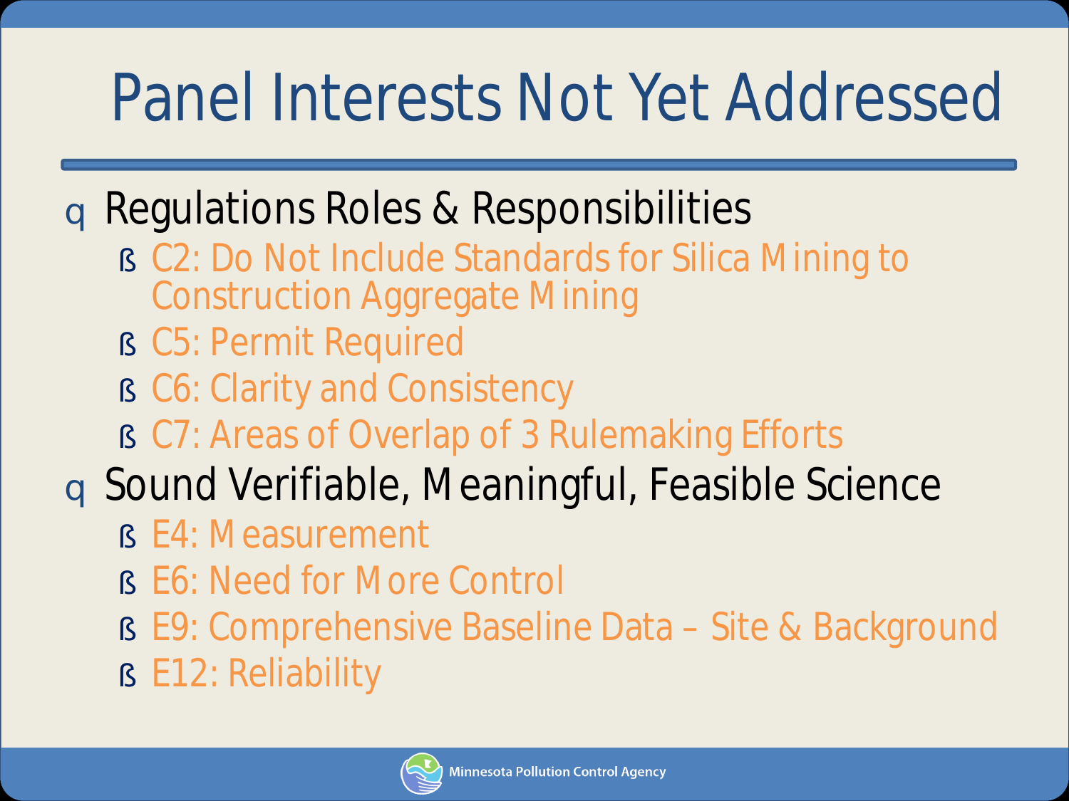# Panel Interests Not Yet Addressed

- Regulations Roles & Responsibilities
  - C2: Do Not Include Standards for Silica Mining to Construction Aggregate Mining
  - C5: Permit Required
  - C6: Clarity and Consistency
  - C7: Areas of Overlap of 3 Rulemaking Efforts
- Sound Verifiable, Meaningful, Feasible Science
  - E4: Measurement
  - E6: Need for More Control
  - E9: Comprehensive Baseline Data – Site & Background
  - E12: Reliability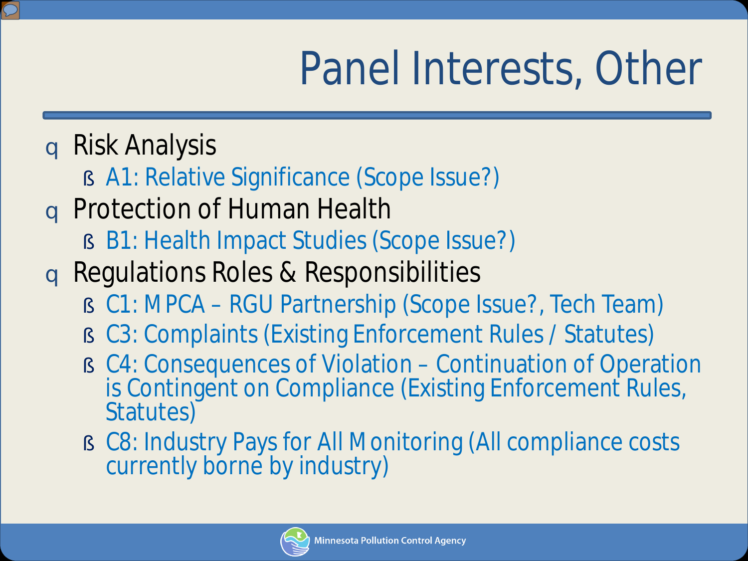# Panel Interests, Other

- Risk Analysis
  - A1: Relative Significance (Scope Issue?)
- Protection of Human Health
  - B1: Health Impact Studies (Scope Issue?)
- Regulations Roles & Responsibilities
  - C1: MPCA – RGU Partnership (Scope Issue?, Tech Team)
  - C3: Complaints (Existing Enforcement Rules / Statutes)
  - C4: Consequences of Violation – Continuation of Operation is Contingent on Compliance (Existing Enforcement Rules, Statutes)
  - C8: Industry Pays for All Monitoring (All compliance costs currently borne by industry)

Minnesota Pollution Control Agency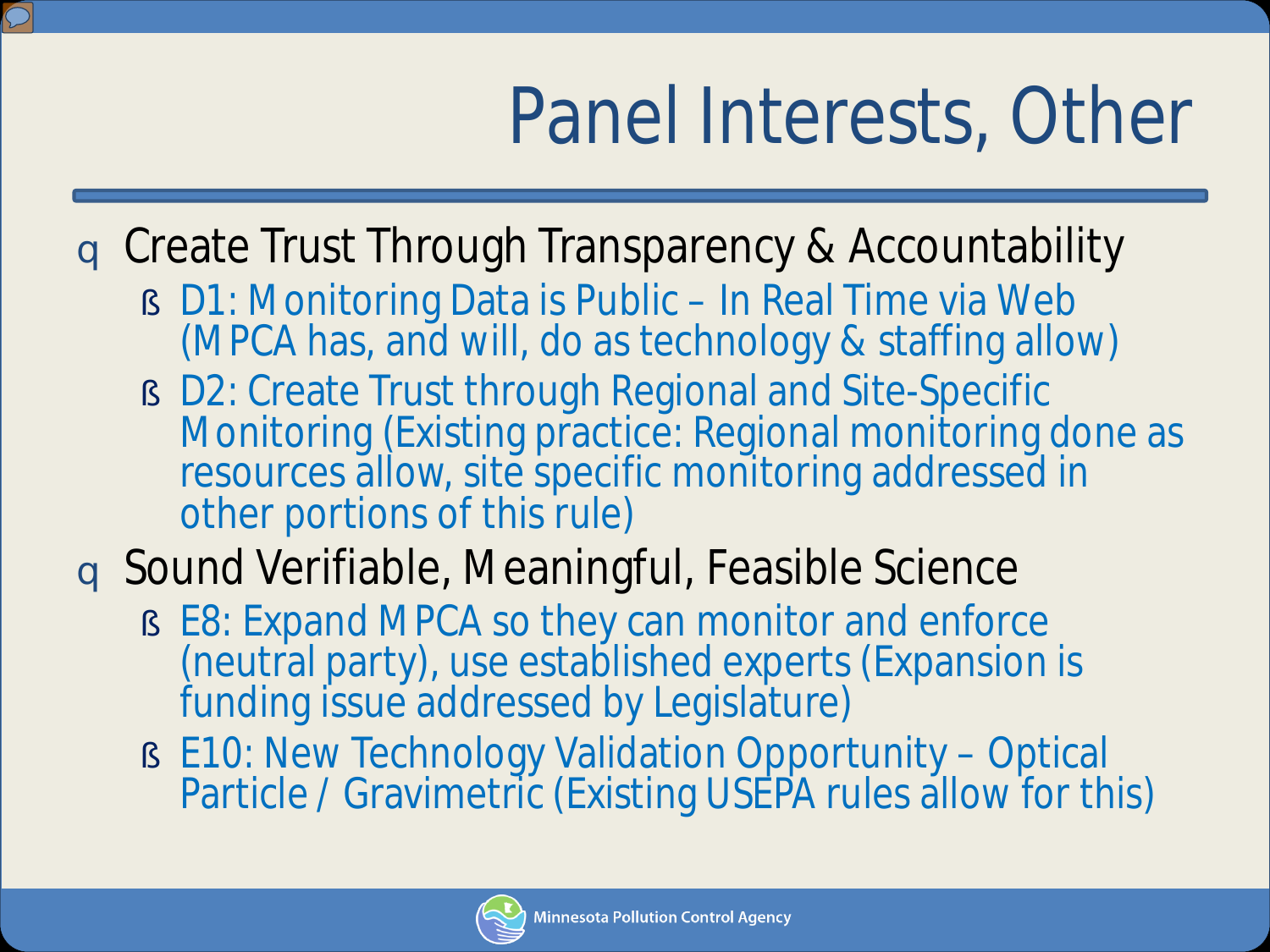# Panel Interests, Other

- Create Trust Through Transparency & Accountability
  - D1: Monitoring Data is Public – In Real Time via Web (MPCA has, and will, do as technology & staffing allow)
  - D2: Create Trust through Regional and Site-Specific Monitoring (Existing practice: Regional monitoring done as resources allow, site specific monitoring addressed in other portions of this rule)
- Sound Verifiable, Meaningful, Feasible Science
  - E8: Expand MPCA so they can monitor and enforce (neutral party), use established experts (Expansion is funding issue addressed by Legislature)
  - E10: New Technology Validation Opportunity – Optical Particle / Gravimetric (Existing USEPA rules allow for this)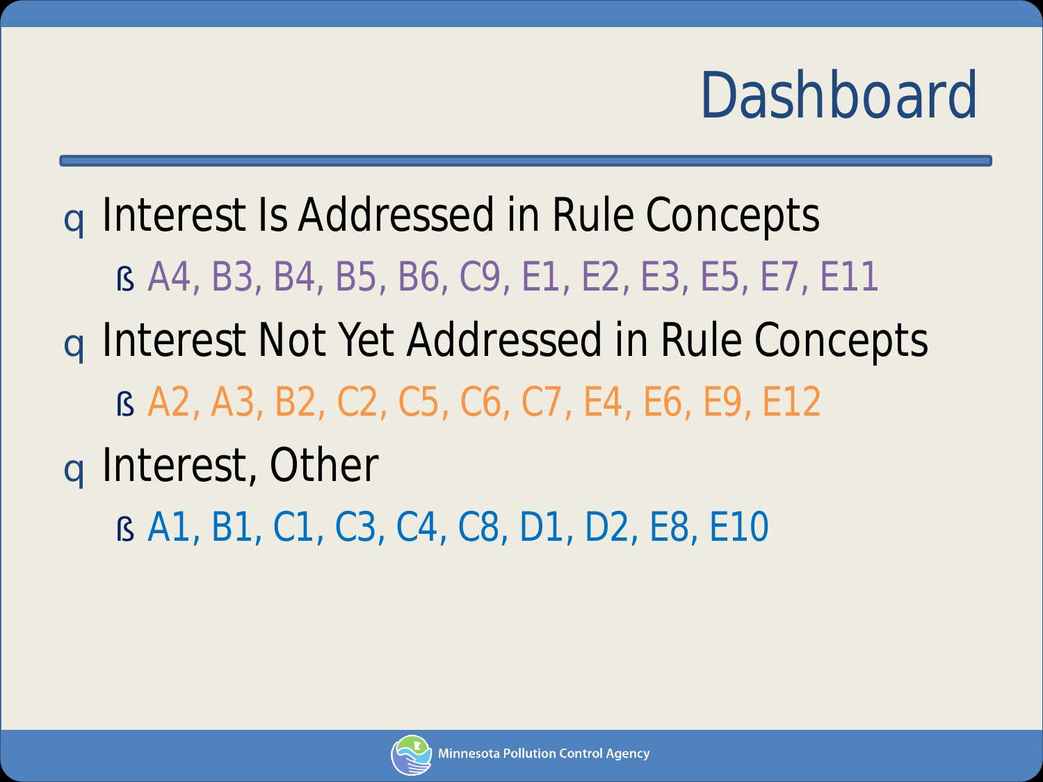# Dashboard

- Interest Is Addressed in Rule Concepts
  - A4, B3, B4, B5, B6, C9, E1, E2, E3, E5, E7, E11
- Interest Not Yet Addressed in Rule Concepts
  - A2, A3, B2, C2, C5, C6, C7, E4, E6, E9, E12
- Interest, Other
  - A1, B1, C1, C3, C4, C8, D1, D2, E8, E10